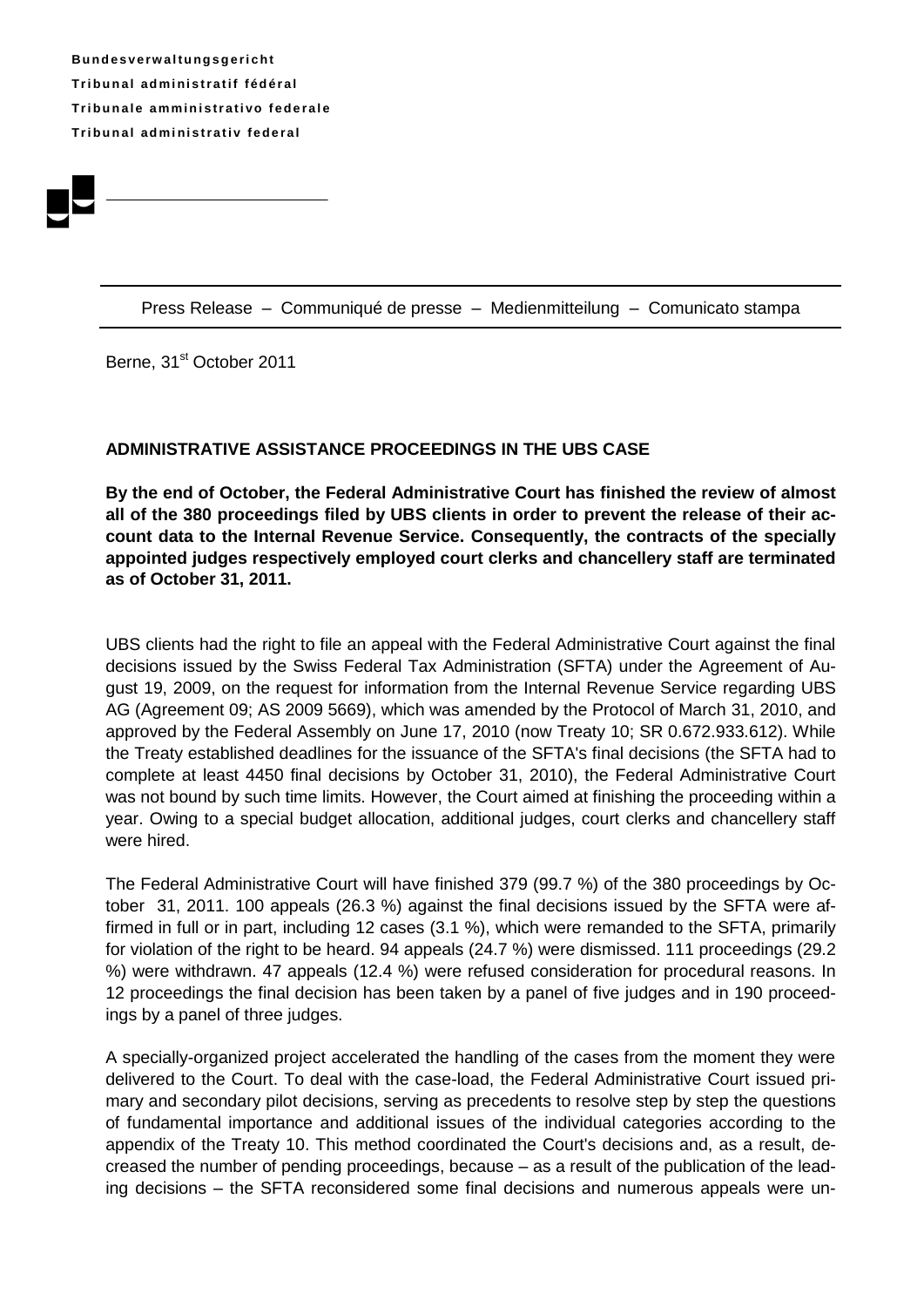**Bundesverwaltungsgericht**
**Tribunal administratif fédéral**
**Tribunale amministrativo federale**
**Tribunal administrativ federal**

Press Release – Communiqué de presse – Medienmitteilung – Comunicato stampa

Berne, 31st October 2011

**ADMINISTRATIVE ASSISTANCE PROCEEDINGS IN THE UBS CASE**

**By the end of October, the Federal Administrative Court has finished the review of almost all of the 380 proceedings filed by UBS clients in order to prevent the release of their account data to the Internal Revenue Service. Consequently, the contracts of the specially appointed judges respectively employed court clerks and chancellery staff are terminated as of October 31, 2011.**

UBS clients had the right to file an appeal with the Federal Administrative Court against the final decisions issued by the Swiss Federal Tax Administration (SFTA) under the Agreement of August 19, 2009, on the request for information from the Internal Revenue Service regarding UBS AG (Agreement 09; AS 2009 5669), which was amended by the Protocol of March 31, 2010, and approved by the Federal Assembly on June 17, 2010 (now Treaty 10; SR 0.672.933.612). While the Treaty established deadlines for the issuance of the SFTA's final decisions (the SFTA had to complete at least 4450 final decisions by October 31, 2010), the Federal Administrative Court was not bound by such time limits. However, the Court aimed at finishing the proceeding within a year. Owing to a special budget allocation, additional judges, court clerks and chancellery staff were hired.

The Federal Administrative Court will have finished 379 (99.7 %) of the 380 proceedings by October 31, 2011. 100 appeals (26.3 %) against the final decisions issued by the SFTA were affirmed in full or in part, including 12 cases (3.1 %), which were remanded to the SFTA, primarily for violation of the right to be heard. 94 appeals (24.7 %) were dismissed. 111 proceedings (29.2 %) were withdrawn. 47 appeals (12.4 %) were refused consideration for procedural reasons. In 12 proceedings the final decision has been taken by a panel of five judges and in 190 proceedings by a panel of three judges.

A specially-organized project accelerated the handling of the cases from the moment they were delivered to the Court. To deal with the case-load, the Federal Administrative Court issued primary and secondary pilot decisions, serving as precedents to resolve step by step the questions of fundamental importance and additional issues of the individual categories according to the appendix of the Treaty 10. This method coordinated the Court's decisions and, as a result, decreased the number of pending proceedings, because – as a result of the publication of the leading decisions – the SFTA reconsidered some final decisions and numerous appeals were un-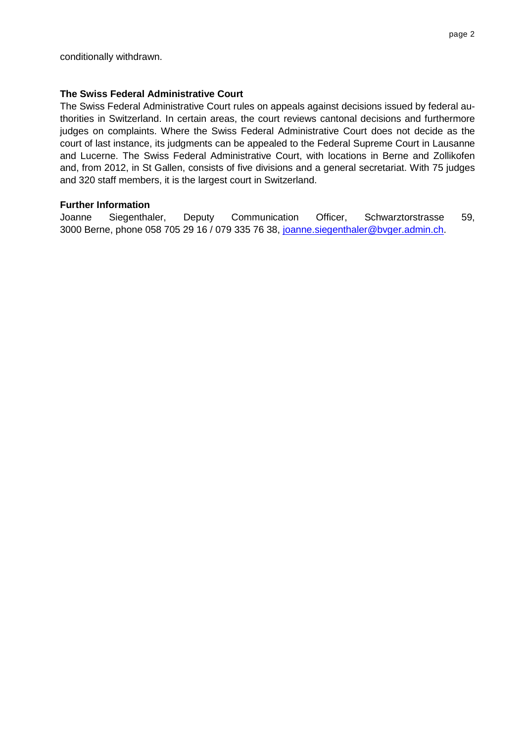conditionally withdrawn.

**The Swiss Federal Administrative Court**

The Swiss Federal Administrative Court rules on appeals against decisions issued by federal authorities in Switzerland. In certain areas, the court reviews cantonal decisions and furthermore judges on complaints. Where the Swiss Federal Administrative Court does not decide as the court of last instance, its judgments can be appealed to the Federal Supreme Court in Lausanne and Lucerne. The Swiss Federal Administrative Court, with locations in Berne and Zollikofen and, from 2012, in St Gallen, consists of five divisions and a general secretariat. With 75 judges and 320 staff members, it is the largest court in Switzerland.

**Further Information**

Joanne Siegenthaler, Deputy Communication Officer, Schwarztorstrasse 59, 3000 Berne, phone 058 705 29 16 / 079 335 76 38, joanne.siegenthaler@bvger.admin.ch.